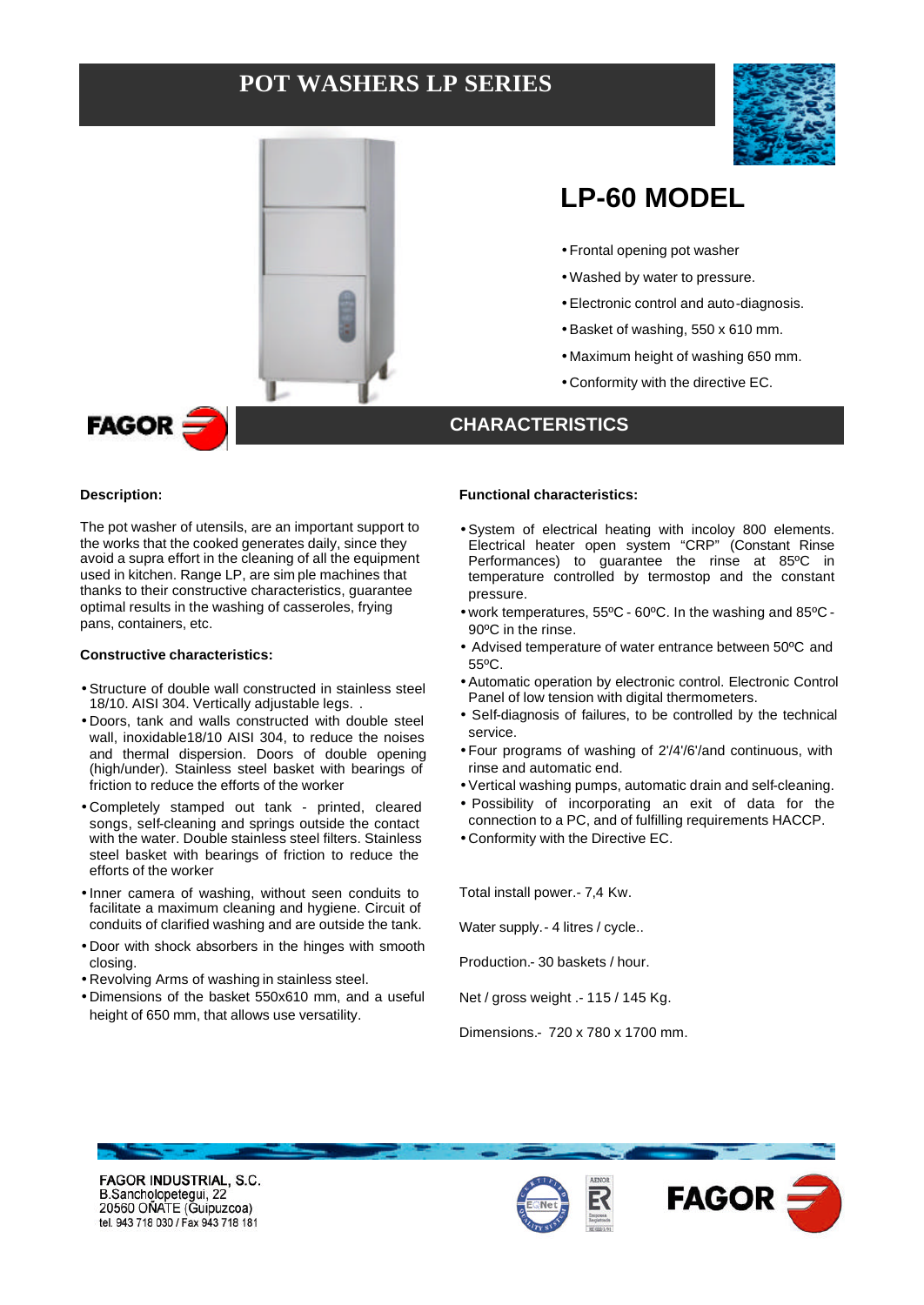# POT WASHERS LP SERIES

## LP-60 MODEL

- Frontal opening pot washer
- Washed by water to pressure.
- Electronic control and auto-diagnosis.
- Basket of washing, 550 x 610 mm.
- Maximum height of washing 650 mm.
- Conformity with the directive EC.

FAGOR

## CHARACTERISTICS

**Description:**

The pot washer of utensils, are an important support to the works that the cooked generates daily, since they avoid a supra effort in the cleaning of all the equipment used in kitchen. Range LP, are sim ple machines that thanks to their constructive characteristics, guarantee optimal results in the washing of casseroles, frying pans, containers, etc.

**Constructive characteristics:**

- Structure of double wall constructed in stainless steel 18/10. AISI 304. Vertically adjustable legs. .
- Doors, tank and walls constructed with double steel wall, inoxidable18/10 AISI 304, to reduce the noises and thermal dispersion. Doors of double opening (high/under). Stainless steel basket with bearings of friction to reduce the efforts of the worker
- Completely stamped out tank - printed, cleared songs, self-cleaning and springs outside the contact with the water. Double stainless steel filters. Stainless steel basket with bearings of friction to reduce the efforts of the worker
- Inner camera of washing, without seen conduits to facilitate a maximum cleaning and hygiene. Circuit of conduits of clarified washing and are outside the tank.
- Door with shock absorbers in the hinges with smooth closing.
- Revolving Arms of washing in stainless steel.
- Dimensions of the basket 550x610 mm, and a useful height of 650 mm, that allows use versatility.

**Functional characteristics:**

- System of electrical heating with incoloy 800 elements. Electrical heater open system "CRP" (Constant Rinse Performances) to guarantee the rinse at 85ºC in temperature controlled by termostop and the constant pressure.
- work temperatures, 55ºC - 60ºC. In the washing and 85ºC - 90ºC in the rinse.
- Advised temperature of water entrance between 50ºC and 55ºC.
- Automatic operation by electronic control. Electronic Control Panel of low tension with digital thermometers.
- Self-diagnosis of failures, to be controlled by the technical service.
- Four programs of washing of 2'/4'/6'/and continuous, with rinse and automatic end.
- Vertical washing pumps, automatic drain and self-cleaning.
- Possibility of incorporating an exit of data for the connection to a PC, and of fulfilling requirements HACCP.
- Conformity with the Directive EC.

Total install power.- 7,4 Kw.

Water supply.- 4 litres / cycle..

Production.- 30 baskets / hour.

Net / gross weight .- 115 / 145 Kg.

Dimensions.- 720 x 780 x 1700 mm.

FAGOR INDUSTRIAL, S.C.
B.Sancholopetegui, 22
20560 OÑATE (Guipuzcoa)
tel. 943 718 030 / Fax 943 718 181

FAGOR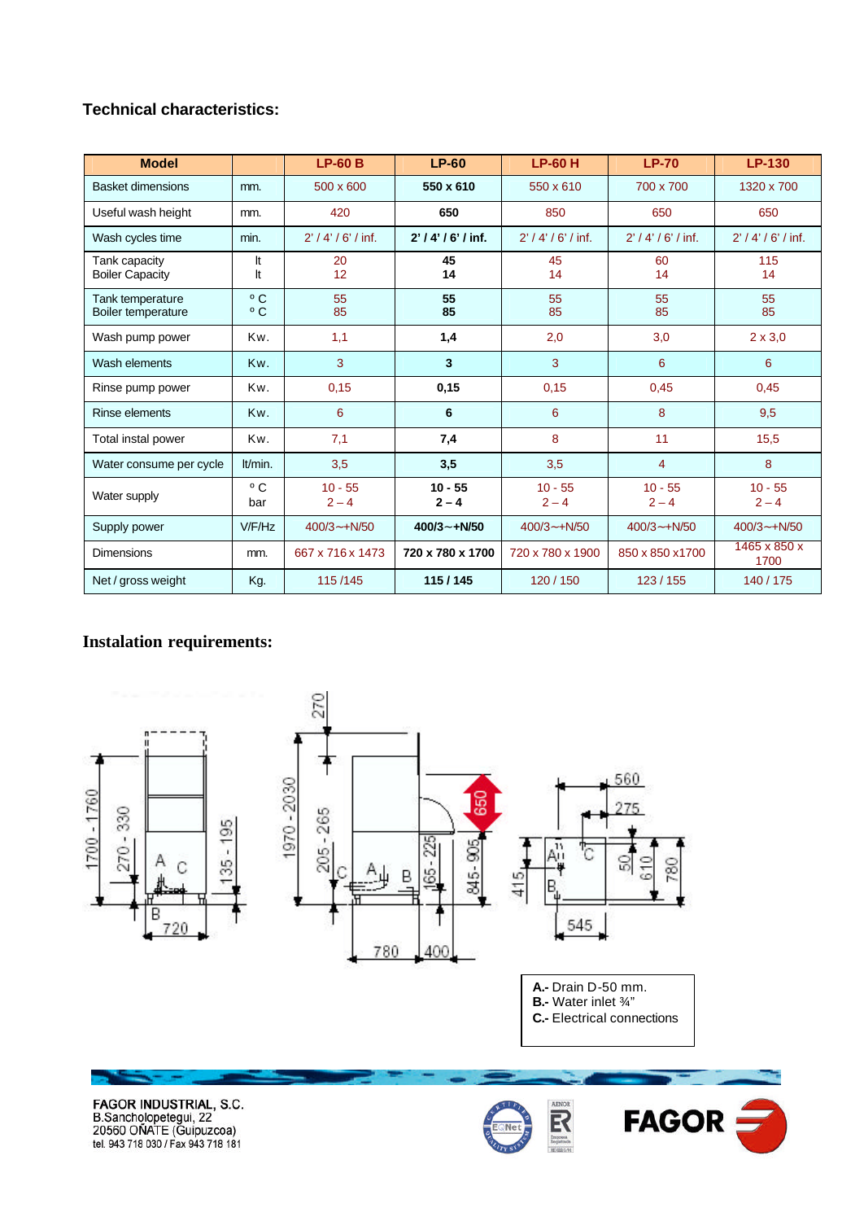## Technical characteristics:

| Model | | LP-60 B | LP-60 | LP-60 H | LP-70 | LP-130 |
|---|---|---|---|---|---|---|
| Basket dimensions | mm. | 500 x 600 | **550 x 610** | 550 x 610 | 700 x 700 | 1320 x 700 |
| Useful wash height | mm. | 420 | **650** | 850 | 650 | 650 |
| Wash cycles time | min. | 2' / 4' / 6' / inf. | **2' / 4' / 6' / inf.** | 2' / 4' / 6' / inf. | 2' / 4' / 6' / inf. | 2' / 4' / 6' / inf. |
| Tank capacity<br>Boiler Capacity | lt<br>lt | 20<br>12 | **45**<br>**14** | 45<br>14 | 60<br>14 | 115<br>14 |
| Tank temperature<br>Boiler temperature | º C<br>º C | 55<br>85 | **55**<br>**85** | 55<br>85 | 55<br>85 | 55<br>85 |
| Wash pump power | Kw. | 1,1 | **1,4** | 2,0 | 3,0 | 2 x 3,0 |
| Wash elements | Kw. | 3 | **3** | 3 | 6 | 6 |
| Rinse pump power | Kw. | 0,15 | **0,15** | 0,15 | 0,45 | 0,45 |
| Rinse elements | Kw. | 6 | **6** | 6 | 8 | 9,5 |
| Total instal power | Kw. | 7,1 | **7,4** | 8 | 11 | 15,5 |
| Water consume per cycle | lt/min. | 3,5 | **3,5** | 3,5 | 4 | 8 |
| Water supply | º C<br>bar | 10 - 55<br>2 – 4 | **10 - 55**<br>**2 – 4** | 10 - 55<br>2 – 4 | 10 - 55<br>2 – 4 | 10 - 55<br>2 – 4 |
| Supply power | V/F/Hz | 400/3~+N/50 | **400/3~+N/50** | 400/3~+N/50 | 400/3~+N/50 | 400/3~+N/50 |
| Dimensions | mm. | 667 x 716 x 1473 | **720 x 780 x 1700** | 720 x 780 x 1900 | 850 x 850 x1700 | 1465 x 850 x 1700 |
| Net / gross weight | Kg. | 115 /145 | **115 / 145** | 120 / 150 | 123 / 155 | 140 / 175 |

## Instalation requirements:

1700 - 1760
270 - 330
135 - 195
A C
B
720

270
1970 - 2030
205 - 265
C A B
165 - 225
845 - 905
650
780
400

560
275
415
A
C
B
50
610
780
545

**A.-** Drain D-50 mm.
**B.-** Water inlet ¾"
**C.-** Electrical connections

FAGOR INDUSTRIAL, S.C.
B.Sancholopetegui, 22
20560 OÑATE (Guipuzcoa)
tel. 943 718 030 / Fax 943 718 181

FAGOR